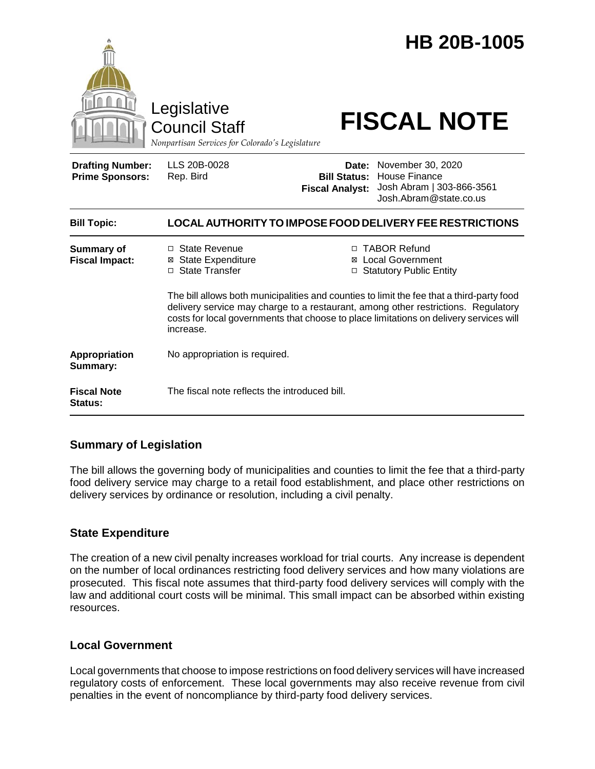# HB 20B-1005

Legislative Council Staff
*Nonpartisan Services for Colorado's Legislature*

# FISCAL NOTE

| | | | |
|---|---|---|---|
| **Drafting Number:** | LLS 20B-0028 | **Date:** | November 30, 2020 |
| **Prime Sponsors:** | Rep. Bird | **Bill Status:** | House Finance |
| | | **Fiscal Analyst:** | Josh Abram \| 303-866-3561 Josh.Abram@state.co.us |

| | |
|---|---|
| **Bill Topic:** | **LOCAL AUTHORITY TO IMPOSE FOOD DELIVERY FEE RESTRICTIONS** |
| **Summary of Fiscal Impact:** | ☐ State Revenue ☒ State Expenditure ☐ State Transfer ☐ TABOR Refund ☒ Local Government ☐ Statutory Public Entity<br><br>The bill allows both municipalities and counties to limit the fee that a third-party food delivery service may charge to a restaurant, among other restrictions. Regulatory costs for local governments that choose to place limitations on delivery services will increase. |
| **Appropriation Summary:** | No appropriation is required. |
| **Fiscal Note Status:** | The fiscal note reflects the introduced bill. |

## Summary of Legislation

The bill allows the governing body of municipalities and counties to limit the fee that a third-party food delivery service may charge to a retail food establishment, and place other restrictions on delivery services by ordinance or resolution, including a civil penalty.

## State Expenditure

The creation of a new civil penalty increases workload for trial courts. Any increase is dependent on the number of local ordinances restricting food delivery services and how many violations are prosecuted. This fiscal note assumes that third-party food delivery services will comply with the law and additional court costs will be minimal. This small impact can be absorbed within existing resources.

## Local Government

Local governments that choose to impose restrictions on food delivery services will have increased regulatory costs of enforcement. These local governments may also receive revenue from civil penalties in the event of noncompliance by third-party food delivery services.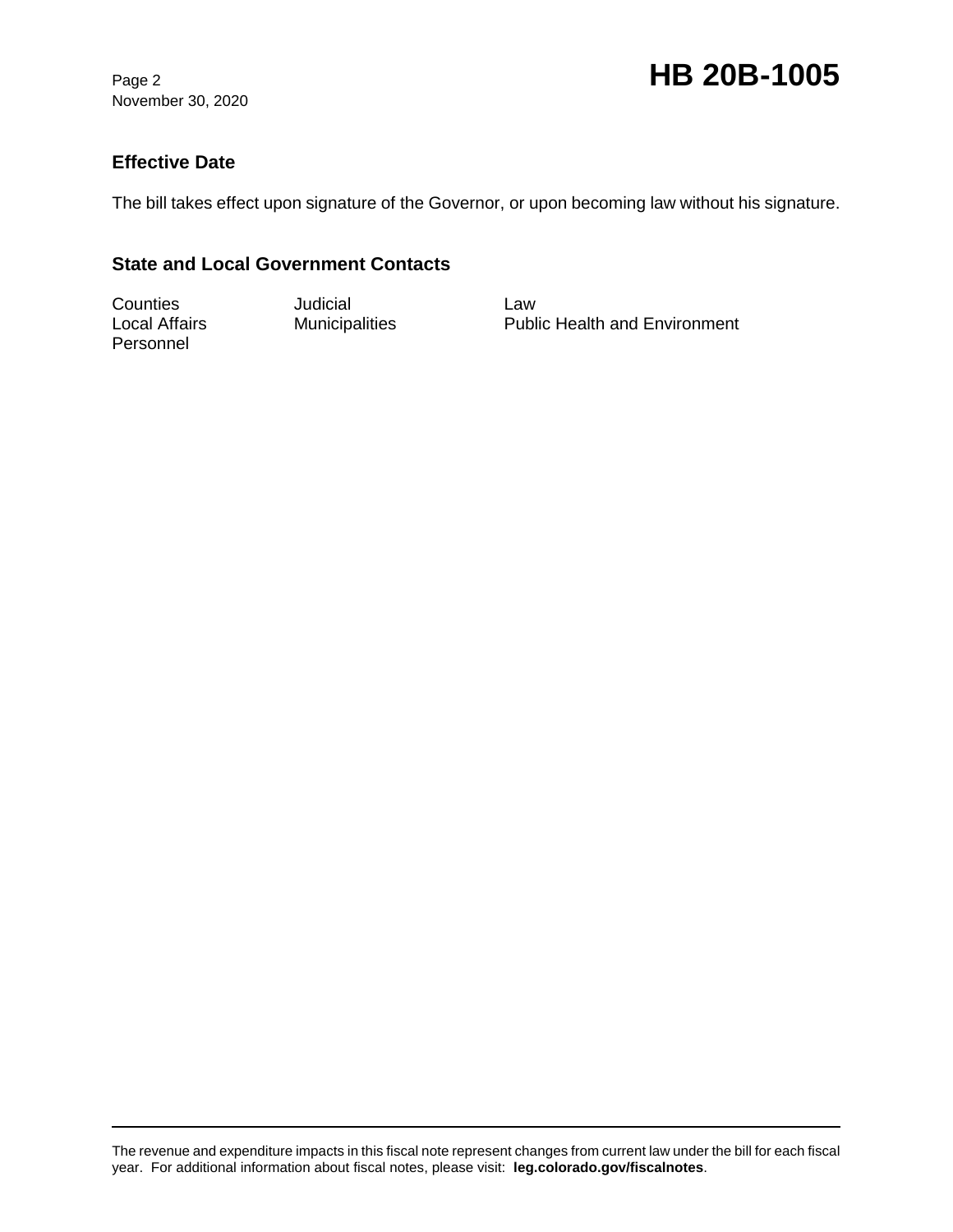## Effective Date

The bill takes effect upon signature of the Governor, or upon becoming law without his signature.

## State and Local Government Contacts

| | | |
|---|---|---|
| Counties | Judicial | Law |
| Local Affairs | Municipalities | Public Health and Environment |
| Personnel | | |

The revenue and expenditure impacts in this fiscal note represent changes from current law under the bill for each fiscal year. For additional information about fiscal notes, please visit: **leg.colorado.gov/fiscalnotes**.